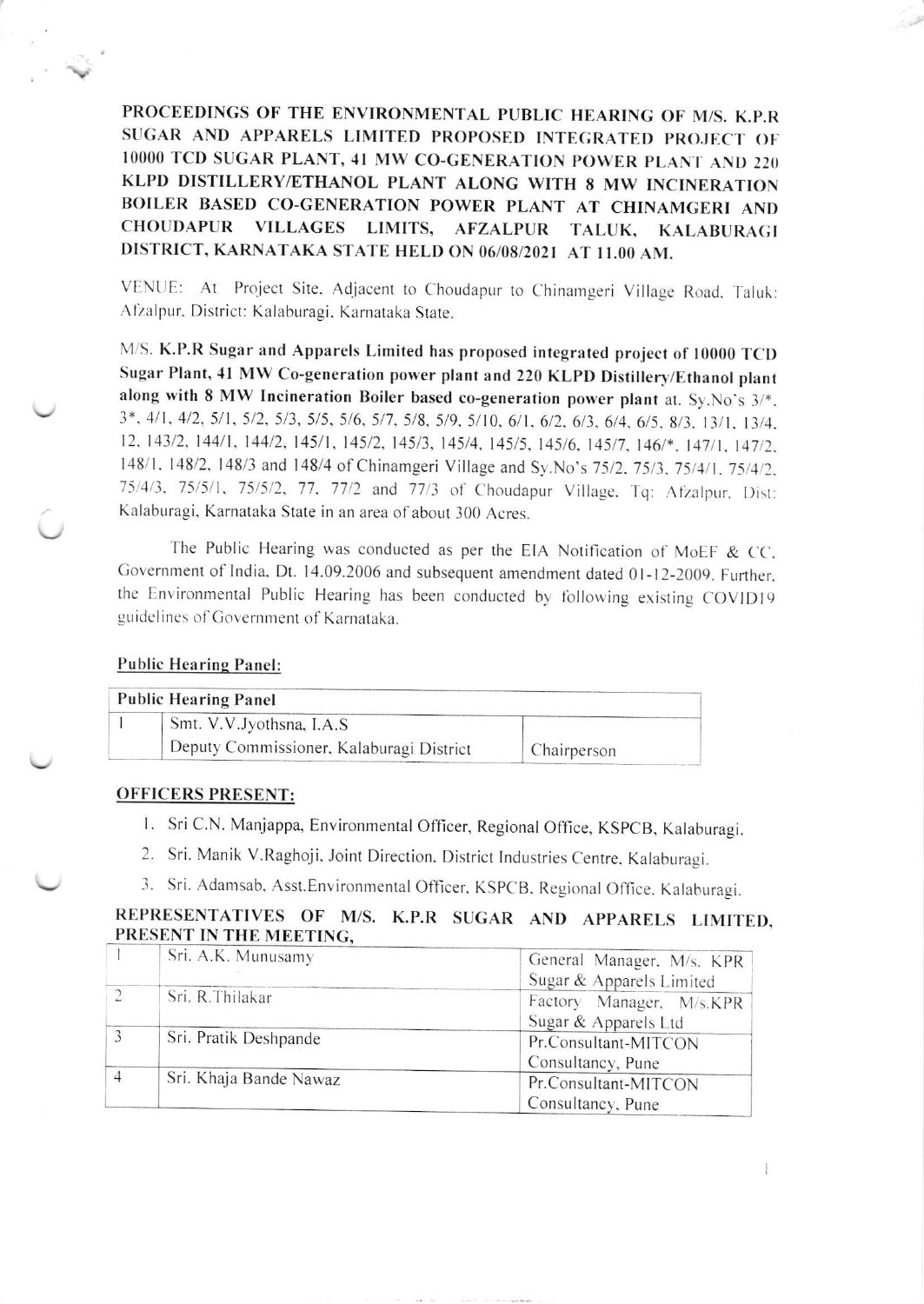**PROCEEDINGS OF THE ENVIRONMENTAL PUBLIC HEARING OF M/S. K.P.R SUGAR AND APPARELS LIMITED PROPOSED INTEGRATED PROJECT OF 10000 TCD SUGAR PLANT, 41 MW CO-GENERATION POWER PLANT AND 220 KLPD DISTILLERY/ETHANOL PLANT ALONG WITH 8 MW INCINERATION BOILER BASED CO-GENERATION POWER PLANT AT CHINAMGERI AND CHOUDAPUR VILLAGES LIMITS, AFZALPUR TALUK, KALABURAGI DISTRICT, KARNATAKA STATE HELD ON 06/08/2021 AT 11.00 AM.**

VENUE: At Project Site, Adjacent to Choudapur to Chinamgeri Village Road, Taluk: Afzalpur, District: Kalaburagi, Karnataka State.

M/S. **K.P.R Sugar and Apparels Limited has proposed integrated project of 10000 TCD Sugar Plant, 41 MW Co-generation power plant and 220 KLPD Distillery/Ethanol plant along with 8 MW Incineration Boiler based co-generation power plant** at. Sy.No's 3/*, 3*, 4/1, 4/2, 5/1, 5/2, 5/3, 5/5, 5/6, 5/7, 5/8, 5/9, 5/10, 6/1, 6/2, 6/3, 6/4, 6/5, 8/3, 13/1, 13/4, 12, 143/2, 144/1, 144/2, 145/1, 145/2, 145/3, 145/4, 145/5, 145/6, 145/7, 146/*, 147/1, 147/2, 148/1, 148/2, 148/3 and 148/4 of Chinamgeri Village and Sy.No's 75/2, 75/3, 75/4/1, 75/4/2, 75/4/3, 75/5/1, 75/5/2, 77, 77/2 and 77/3 of Choudapur Village, Tq: Afzalpur, Dist: Kalaburagi, Karnataka State in an area of about 300 Acres.

The Public Hearing was conducted as per the EIA Notification of MoEF & CC, Government of India, Dt. 14.09.2006 and subsequent amendment dated 01-12-2009. Further, the Environmental Public Hearing has been conducted by following existing COVID19 guidelines of Government of Karnataka.

**Public Hearing Panel:**

| Public Hearing Panel | | |
|---|---|---|
| 1 | Smt. V.V.Jyothsna, I.A.S<br>Deputy Commissioner, Kalaburagi District | Chairperson |

**OFFICERS PRESENT:**

1. Sri C.N. Manjappa, Environmental Officer, Regional Office, KSPCB, Kalaburagi.
2. Sri. Manik V.Raghoji, Joint Direction, District Industries Centre, Kalaburagi.
3. Sri. Adamsab, Asst.Environmental Officer, KSPCB, Regional Office, Kalaburagi.

**REPRESENTATIVES OF M/S. K.P.R SUGAR AND APPARELS LIMITED, PRESENT IN THE MEETING,**

| | | |
|---|---|---|
| 1 | Sri. A.K. Munusamy | General Manager, M/s. KPR Sugar & Apparels Limited |
| 2 | Sri. R.Thilakar | Factory Manager, M/s.KPR Sugar & Apparels Ltd |
| 3 | Sri. Pratik Deshpande | Pr.Consultant-MITCON Consultancy, Pune |
| 4 | Sri. Khaja Bande Nawaz | Pr.Consultant-MITCON Consultancy, Pune |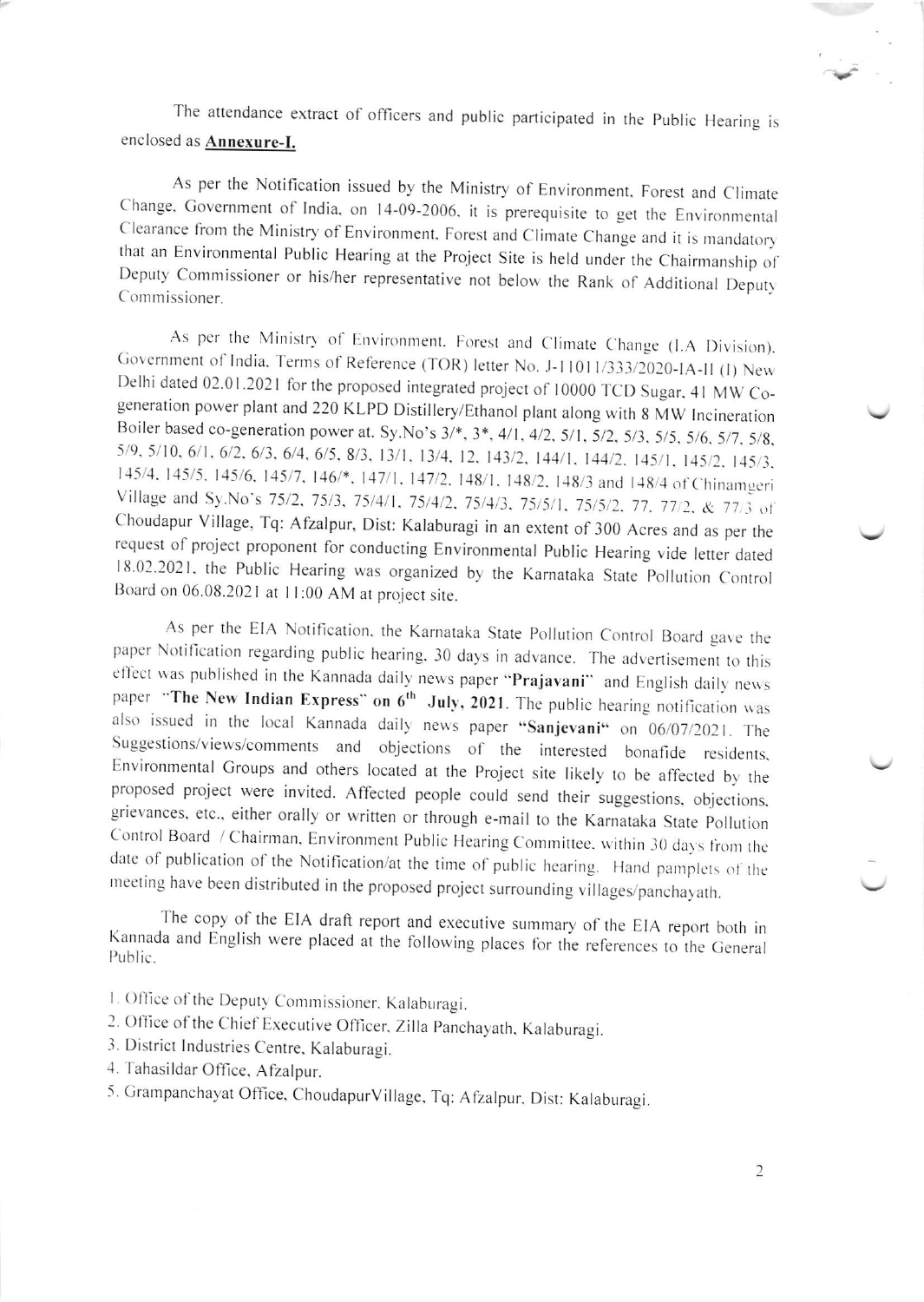The attendance extract of officers and public participated in the Public Hearing is enclosed as **Annexure-I.**

As per the Notification issued by the Ministry of Environment, Forest and Climate Change, Government of India, on 14-09-2006, it is prerequisite to get the Environmental Clearance from the Ministry of Environment, Forest and Climate Change and it is mandatory that an Environmental Public Hearing at the Project Site is held under the Chairmanship of Deputy Commissioner or his/her representative not below the Rank of Additional Deputy Commissioner.

As per the Ministry of Environment, Forest and Climate Change (I.A Division), Government of India, Terms of Reference (TOR) letter No. J-11011/333/2020-IA-II (I) New Delhi dated 02.01.2021 for the proposed integrated project of 10000 TCD Sugar, 41 MW Co-generation power plant and 220 KLPD Distillery/Ethanol plant along with 8 MW Incineration Boiler based co-generation power at. Sy.No's 3/*, 3*, 4/1, 4/2, 5/1, 5/2, 5/3, 5/5, 5/6, 5/7, 5/8, 5/9, 5/10, 6/1, 6/2, 6/3, 6/4, 6/5, 8/3, 13/1, 13/4, 12, 143/2, 144/1, 144/2, 145/1, 145/2, 145/3, 145/4, 145/5, 145/6, 145/7, 146/*, 147/1, 147/2, 148/1, 148/2, 148/3 and 148/4 of Chinamgeri Village and Sy.No's 75/2, 75/3, 75/4/1, 75/4/2, 75/4/3, 75/5/1, 75/5/2, 77, 77/2, & 77/3 of Choudapur Village, Tq: Afzalpur, Dist: Kalaburagi in an extent of 300 Acres and as per the request of project proponent for conducting Environmental Public Hearing vide letter dated 18.02.2021, the Public Hearing was organized by the Karnataka State Pollution Control Board on 06.08.2021 at 11:00 AM at project site.

As per the EIA Notification, the Karnataka State Pollution Control Board gave the paper Notification regarding public hearing, 30 days in advance. The advertisement to this effect was published in the Kannada daily news paper "**Prajavani**" and English daily news paper "**The New Indian Express**" **on 6th July, 2021**. The public hearing notification was also issued in the local Kannada daily news paper "**Sanjevani**" on 06/07/2021. The Suggestions/views/comments and objections of the interested bonafide residents, Environmental Groups and others located at the Project site likely to be affected by the proposed project were invited. Affected people could send their suggestions, objections, grievances, etc., either orally or written or through e-mail to the Karnataka State Pollution Control Board / Chairman, Environment Public Hearing Committee, within 30 days from the date of publication of the Notification/at the time of public hearing. Hand pamplets of the meeting have been distributed in the proposed project surrounding villages/panchayath.

The copy of the EIA draft report and executive summary of the EIA report both in Kannada and English were placed at the following places for the references to the General Public.

1. Office of the Deputy Commissioner, Kalaburagi.
2. Office of the Chief Executive Officer, Zilla Panchayath, Kalaburagi.
3. District Industries Centre, Kalaburagi.
4. Tahasildar Office, Afzalpur.
5. Grampanchayat Office, ChoudapurVillage, Tq: Afzalpur, Dist: Kalaburagi.